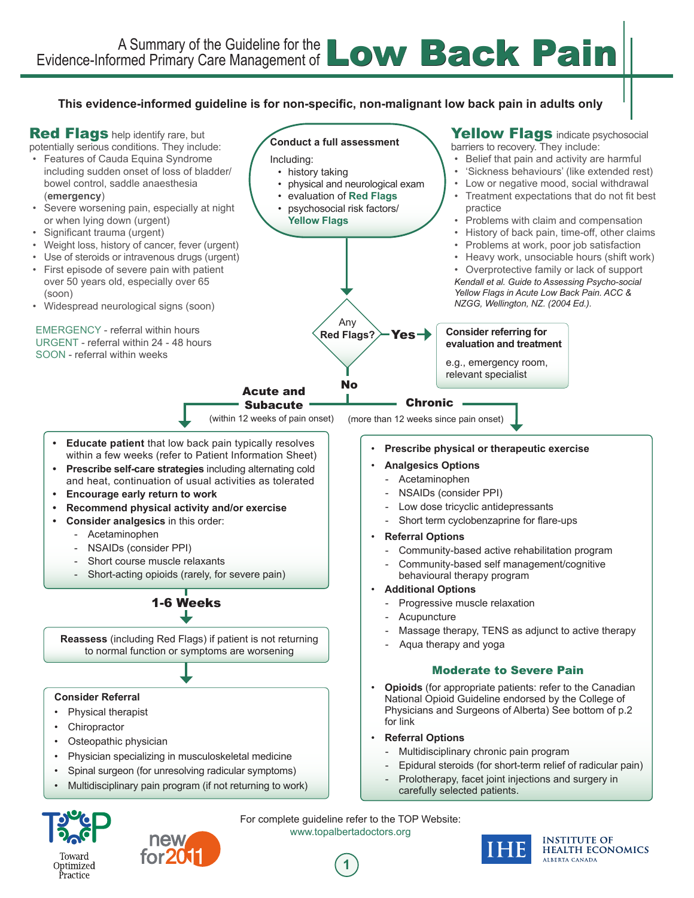# A Summary of the Guideline for the Evidence-Informed Primary Care Management of Low Back Pain

**This evidence-informed guideline is for non-specific, non-malignant low back pain in adults only**

## Red Flags

**Red Flags** help identify rare, but potentially serious conditions. They include:

- Features of Cauda Equina Syndrome including sudden onset of loss of bladder/bowel control, saddle anaesthesia (**emergency**)
- Severe worsening pain, especially at night or when lying down (urgent)
- Significant trauma (urgent)
- Weight loss, history of cancer, fever (urgent)
- Use of steroids or intravenous drugs (urgent)
- First episode of severe pain with patient over 50 years old, especially over 65 (soon)
- Widespread neurological signs (soon)

EMERGENCY - referral within hours
URGENT - referral within 24 - 48 hours
SOON - referral within weeks

## Conduct a full assessment

Including:

- history taking
- physical and neurological exam
- evaluation of Red Flags
- psychosocial risk factors/ Yellow Flags

## Yellow Flags

**Yellow Flags** indicate psychosocial barriers to recovery. They include:

- Belief that pain and activity are harmful
- 'Sickness behaviours' (like extended rest)
- Low or negative mood, social withdrawal
- Treatment expectations that do not fit best practice
- Problems with claim and compensation
- History of back pain, time-off, other claims
- Problems at work, poor job satisfaction
- Heavy work, unsociable hours (shift work)
- Overprotective family or lack of support

*Kendall et al. Guide to Assessing Psycho-social Yellow Flags in Acute Low Back Pain. ACC & NZGG, Wellington, NZ. (2004 Ed.).*

## Any Red Flags?

**Yes** → **Consider referring for evaluation and treatment**

e.g., emergency room, relevant specialist

**No** → Acute and Subacute / Chronic

## Acute and Subacute (within 12 weeks of pain onset)

- **Educate patient** that low back pain typically resolves within a few weeks (refer to Patient Information Sheet)
- **Prescribe self-care strategies** including alternating cold and heat, continuation of usual activities as tolerated
- **Encourage early return to work**
- **Recommend physical activity and/or exercise**
- **Consider analgesics** in this order:
  - Acetaminophen
  - NSAIDs (consider PPI)
  - Short course muscle relaxants
  - Short-acting opioids (rarely, for severe pain)

**1-6 Weeks**

**Reassess** (including Red Flags) if patient is not returning to normal function or symptoms are worsening

**Consider Referral**

- Physical therapist
- Chiropractor
- Osteopathic physician
- Physician specializing in musculoskeletal medicine
- Spinal surgeon (for unresolving radicular symptoms)
- Multidisciplinary pain program (if not returning to work)

## Chronic (more than 12 weeks since pain onset)

- **Prescribe physical or therapeutic exercise**
- **Analgesics Options**
  - Acetaminophen
  - NSAIDs (consider PPI)
  - Low dose tricyclic antidepressants
  - Short term cyclobenzaprine for flare-ups
- **Referral Options**
  - Community-based active rehabilitation program
  - Community-based self management/cognitive behavioural therapy program
- **Additional Options**
  - Progressive muscle relaxation
  - Acupuncture
  - Massage therapy, TENS as adjunct to active therapy
  - Aqua therapy and yoga

### Moderate to Severe Pain

- **Opioids** (for appropriate patients: refer to the Canadian National Opioid Guideline endorsed by the College of Physicians and Surgeons of Alberta) See bottom of p.2 for link
- **Referral Options**
  - Multidisciplinary chronic pain program
  - Epidural steroids (for short-term relief of radicular pain)
  - Prolotherapy, facet joint injections and surgery in carefully selected patients.

For complete guideline refer to the TOP Website: www.topalbertadoctors.org

TOP Toward Optimized Practice

new for 2011

IHE Institute of Health Economics Alberta Canada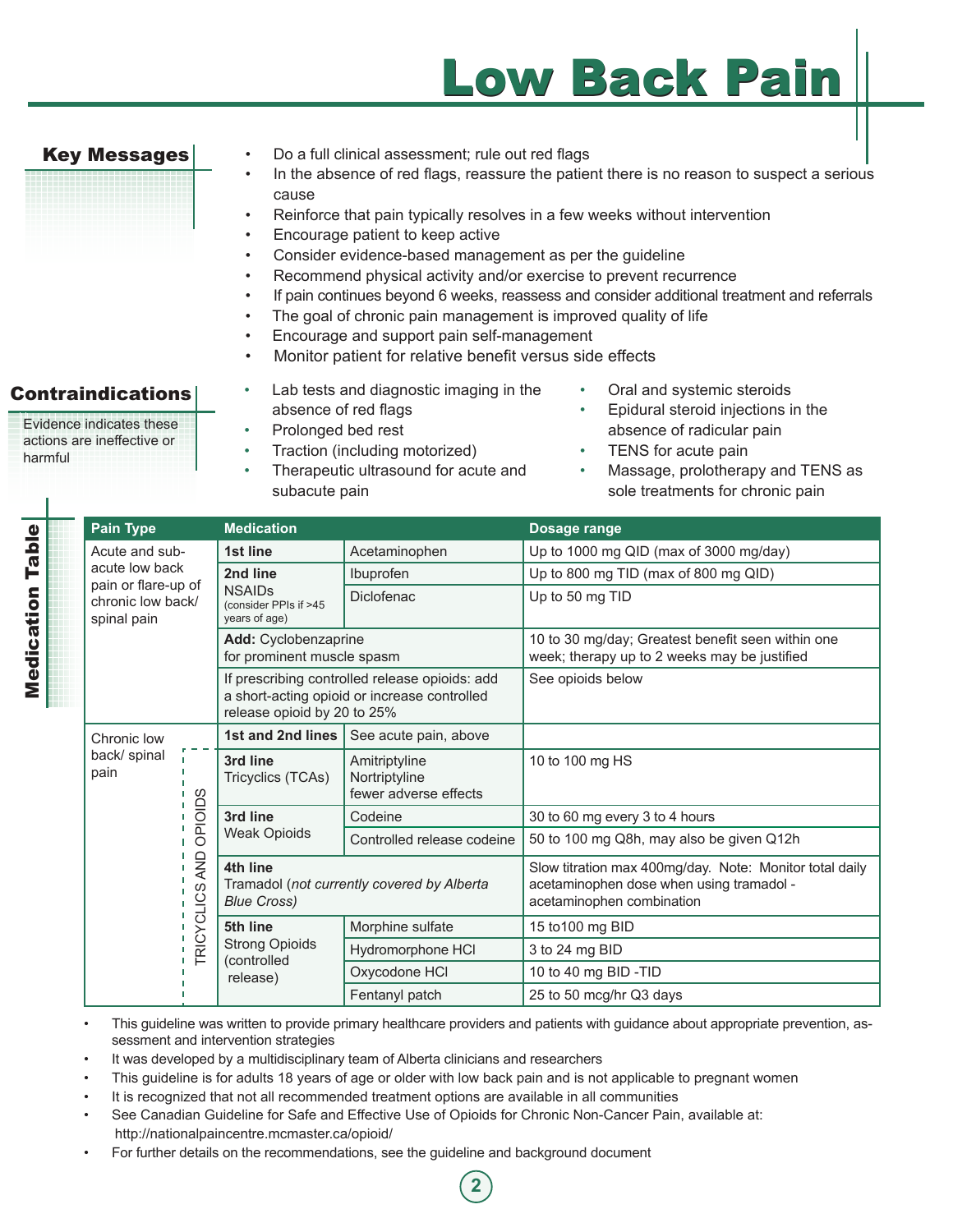# Low Back Pain

## Key Messages

- Do a full clinical assessment; rule out red flags
- In the absence of red flags, reassure the patient there is no reason to suspect a serious cause
- Reinforce that pain typically resolves in a few weeks without intervention
- Encourage patient to keep active
- Consider evidence-based management as per the guideline
- Recommend physical activity and/or exercise to prevent recurrence
- If pain continues beyond 6 weeks, reassess and consider additional treatment and referrals
- The goal of chronic pain management is improved quality of life
- Encourage and support pain self-management
- Monitor patient for relative benefit versus side effects

## Contraindications

Evidence indicates these actions are ineffective or harmful

- Lab tests and diagnostic imaging in the absence of red flags
- Prolonged bed rest
- Traction (including motorized)
- Therapeutic ultrasound for acute and subacute pain
- Oral and systemic steroids
- Epidural steroid injections in the absence of radicular pain
- TENS for acute pain
- Massage, prolotherapy and TENS as sole treatments for chronic pain

## Medication Table

| Pain Type | | Medication | | Dosage range |
|---|---|---|---|---|
| Acute and sub-acute low back pain or flare-up of chronic low back/ spinal pain | | **1st line** | Acetaminophen | Up to 1000 mg QID (max of 3000 mg/day) |
| | | **2nd line** NSAIDs (consider PPIs if >45 years of age) | Ibuprofen | Up to 800 mg TID (max of 800 mg QID) |
| | | | Diclofenac | Up to 50 mg TID |
| | | **Add:** Cyclobenzaprine for prominent muscle spasm | | 10 to 30 mg/day; Greatest benefit seen within one week; therapy up to 2 weeks may be justified |
| | | If prescribing controlled release opioids: add a short-acting opioid or increase controlled release opioid by 20 to 25% | | See opioids below |
| Chronic low back/ spinal pain | TRICYCLICS AND OPIOIDS | **1st and 2nd lines** | See acute pain, above | |
| | | **3rd line** Tricyclics (TCAs) | Amitriptyline Nortriptyline fewer adverse effects | 10 to 100 mg HS |
| | | **3rd line** Weak Opioids | Codeine | 30 to 60 mg every 3 to 4 hours |
| | | | Controlled release codeine | 50 to 100 mg Q8h, may also be given Q12h |
| | | **4th line** Tramadol (*not currently covered by Alberta Blue Cross)* | | Slow titration max 400mg/day. Note: Monitor total daily acetaminophen dose when using tramadol - acetaminophen combination |
| | | **5th line** Strong Opioids (controlled release) | Morphine sulfate | 15 to100 mg BID |
| | | | Hydromorphone HCl | 3 to 24 mg BID |
| | | | Oxycodone HCl | 10 to 40 mg BID -TID |
| | | | Fentanyl patch | 25 to 50 mcg/hr Q3 days |

- This guideline was written to provide primary healthcare providers and patients with guidance about appropriate prevention, assessment and intervention strategies
- It was developed by a multidisciplinary team of Alberta clinicians and researchers
- This guideline is for adults 18 years of age or older with low back pain and is not applicable to pregnant women
- It is recognized that not all recommended treatment options are available in all communities
- See Canadian Guideline for Safe and Effective Use of Opioids for Chronic Non-Cancer Pain, available at: http://nationalpaincentre.mcmaster.ca/opioid/
- For further details on the recommendations, see the guideline and background document